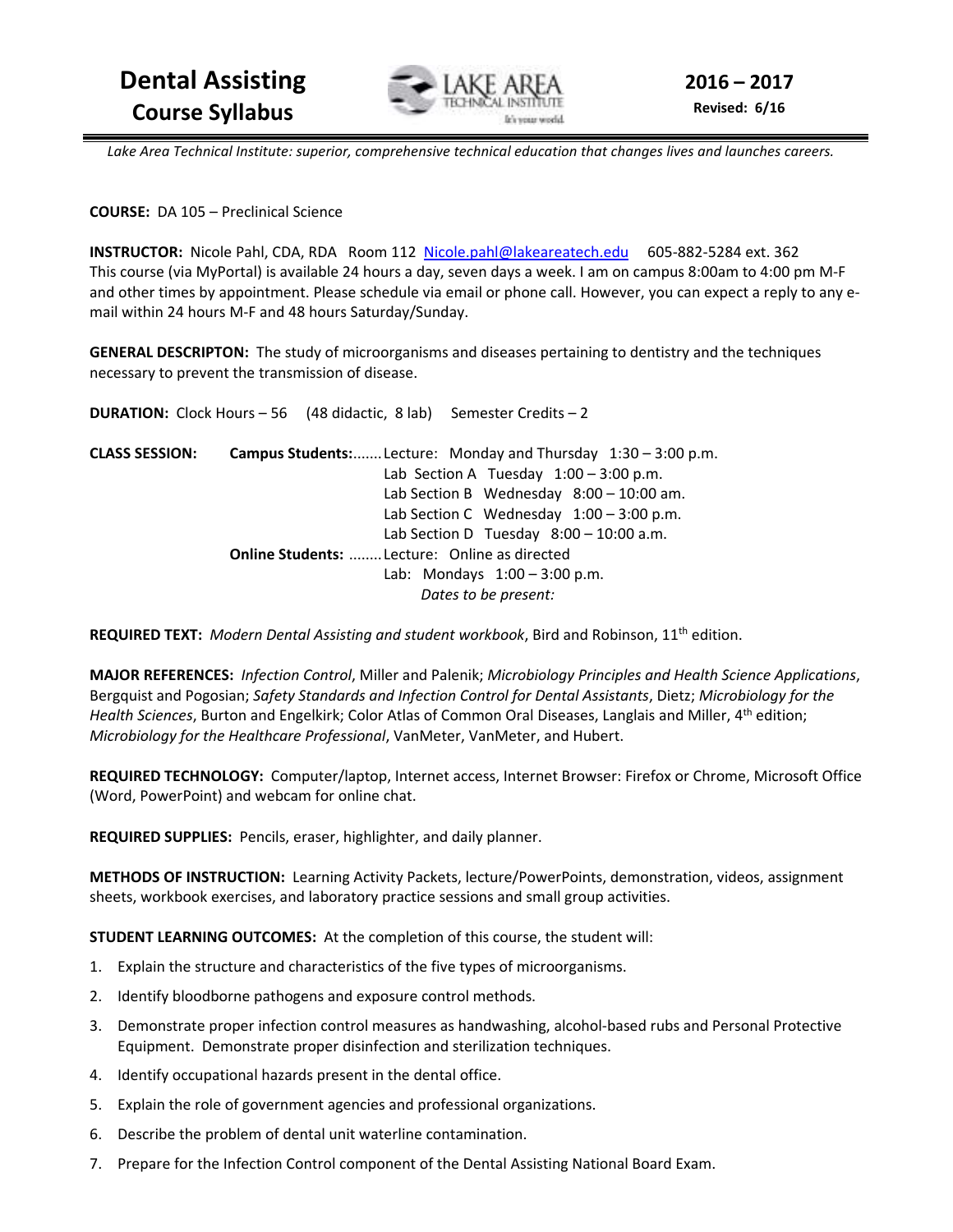# Dental Assisting
## Course Syllabus

**2016 – 2017**
**Revised: 6/16**

*Lake Area Technical Institute: superior, comprehensive technical education that changes lives and launches careers.*

**COURSE:** DA 105 – Preclinical Science

**INSTRUCTOR:** Nicole Pahl, CDA, RDA Room 112 Nicole.pahl@lakeareatech.edu 605-882-5284 ext. 362
This course (via MyPortal) is available 24 hours a day, seven days a week. I am on campus 8:00am to 4:00 pm M-F and other times by appointment. Please schedule via email or phone call. However, you can expect a reply to any e-mail within 24 hours M-F and 48 hours Saturday/Sunday.

**GENERAL DESCRIPTON:** The study of microorganisms and diseases pertaining to dentistry and the techniques necessary to prevent the transmission of disease.

**DURATION:** Clock Hours – 56 (48 didactic, 8 lab) Semester Credits – 2

**CLASS SESSION:**

**Campus Students:**.......Lecture: Monday and Thursday 1:30 – 3:00 p.m.
Lab Section A Tuesday 1:00 – 3:00 p.m.
Lab Section B Wednesday 8:00 – 10:00 am.
Lab Section C Wednesday 1:00 – 3:00 p.m.
Lab Section D Tuesday 8:00 – 10:00 a.m.

**Online Students:** ........Lecture: Online as directed
Lab: Mondays 1:00 – 3:00 p.m.
*Dates to be present:*

**REQUIRED TEXT:** *Modern Dental Assisting and student workbook*, Bird and Robinson, 11th edition.

**MAJOR REFERENCES:** *Infection Control*, Miller and Palenik; *Microbiology Principles and Health Science Applications*, Bergquist and Pogosian; *Safety Standards and Infection Control for Dental Assistants*, Dietz; *Microbiology for the Health Sciences*, Burton and Engelkirk; Color Atlas of Common Oral Diseases, Langlais and Miller, 4th edition; *Microbiology for the Healthcare Professional*, VanMeter, VanMeter, and Hubert.

**REQUIRED TECHNOLOGY:** Computer/laptop, Internet access, Internet Browser: Firefox or Chrome, Microsoft Office (Word, PowerPoint) and webcam for online chat.

**REQUIRED SUPPLIES:** Pencils, eraser, highlighter, and daily planner.

**METHODS OF INSTRUCTION:** Learning Activity Packets, lecture/PowerPoints, demonstration, videos, assignment sheets, workbook exercises, and laboratory practice sessions and small group activities.

**STUDENT LEARNING OUTCOMES:** At the completion of this course, the student will:

1. Explain the structure and characteristics of the five types of microorganisms.
2. Identify bloodborne pathogens and exposure control methods.
3. Demonstrate proper infection control measures as handwashing, alcohol-based rubs and Personal Protective Equipment. Demonstrate proper disinfection and sterilization techniques.
4. Identify occupational hazards present in the dental office.
5. Explain the role of government agencies and professional organizations.
6. Describe the problem of dental unit waterline contamination.
7. Prepare for the Infection Control component of the Dental Assisting National Board Exam.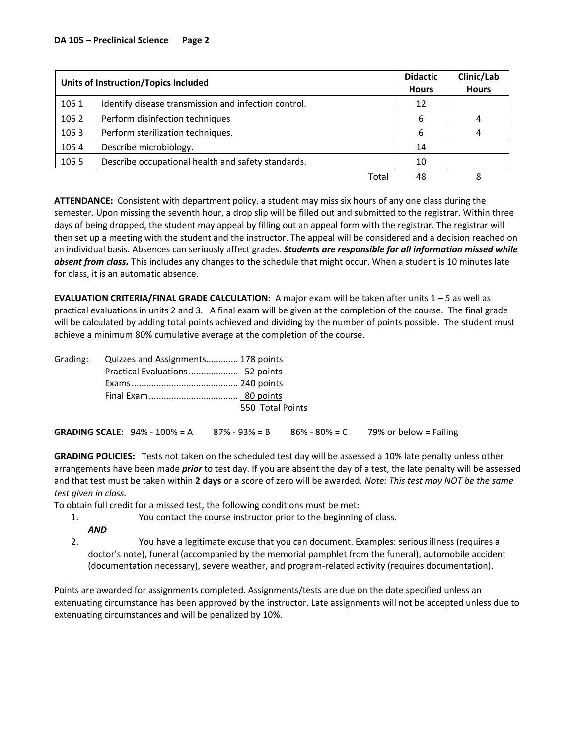| Units of Instruction/Topics Included | | Didactic Hours | Clinic/Lab Hours |
|---|---|---|---|
| 105 1 | Identify disease transmission and infection control. | 12 | |
| 105 2 | Perform disinfection techniques | 6 | 4 |
| 105 3 | Perform sterilization techniques. | 6 | 4 |
| 105 4 | Describe microbiology. | 14 | |
| 105 5 | Describe occupational health and safety standards. | 10 | |
| | Total | 48 | 8 |

**ATTENDANCE:** Consistent with department policy, a student may miss six hours of any one class during the semester. Upon missing the seventh hour, a drop slip will be filled out and submitted to the registrar. Within three days of being dropped, the student may appeal by filling out an appeal form with the registrar. The registrar will then set up a meeting with the student and the instructor. The appeal will be considered and a decision reached on an individual basis. Absences can seriously affect grades. ***Students are responsible for all information missed while absent from class.*** This includes any changes to the schedule that might occur. When a student is 10 minutes late for class, it is an automatic absence.

**EVALUATION CRITERIA/FINAL GRADE CALCULATION:** A major exam will be taken after units 1 – 5 as well as practical evaluations in units 2 and 3. A final exam will be given at the completion of the course. The final grade will be calculated by adding total points achieved and dividing by the number of points possible. The student must achieve a minimum 80% cumulative average at the completion of the course.

Grading:
- Quizzes and Assignments............ 178 points
- Practical Evaluations.................... 52 points
- Exams.......................................... 240 points
- Final Exam.................................... 80 points
- 550 Total Points

**GRADING SCALE:** 94% - 100% = A 87% - 93% = B 86% - 80% = C 79% or below = Failing

**GRADING POLICIES:** Tests not taken on the scheduled test day will be assessed a 10% late penalty unless other arrangements have been made ***prior*** to test day. If you are absent the day of a test, the late penalty will be assessed and that test must be taken within **2 days** or a score of zero will be awarded. *Note: This test may NOT be the same test given in class.*

To obtain full credit for a missed test, the following conditions must be met:

1. You contact the course instructor prior to the beginning of class.

   ***AND***

2. You have a legitimate excuse that you can document. Examples: serious illness (requires a doctor's note), funeral (accompanied by the memorial pamphlet from the funeral), automobile accident (documentation necessary), severe weather, and program-related activity (requires documentation).

Points are awarded for assignments completed. Assignments/tests are due on the date specified unless an extenuating circumstance has been approved by the instructor. Late assignments will not be accepted unless due to extenuating circumstances and will be penalized by 10%.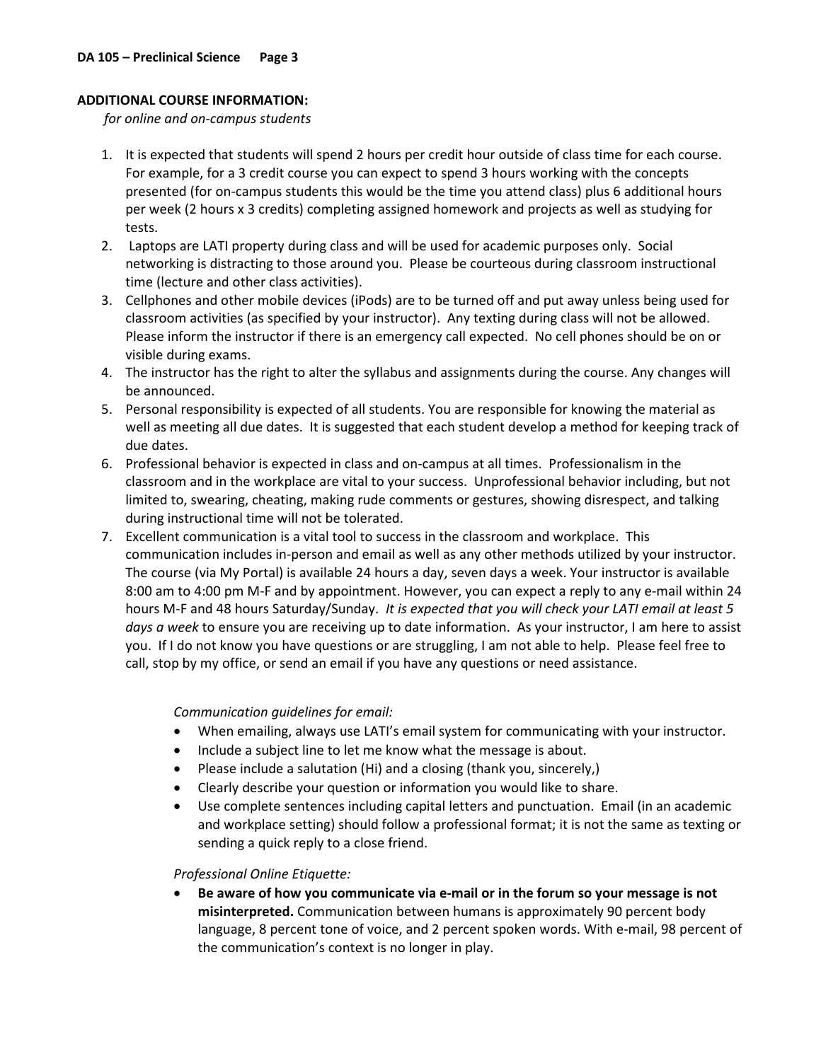**ADDITIONAL COURSE INFORMATION:**

*for online and on-campus students*

1. It is expected that students will spend 2 hours per credit hour outside of class time for each course. For example, for a 3 credit course you can expect to spend 3 hours working with the concepts presented (for on-campus students this would be the time you attend class) plus 6 additional hours per week (2 hours x 3 credits) completing assigned homework and projects as well as studying for tests.
2. Laptops are LATI property during class and will be used for academic purposes only. Social networking is distracting to those around you. Please be courteous during classroom instructional time (lecture and other class activities).
3. Cellphones and other mobile devices (iPods) are to be turned off and put away unless being used for classroom activities (as specified by your instructor). Any texting during class will not be allowed. Please inform the instructor if there is an emergency call expected. No cell phones should be on or visible during exams.
4. The instructor has the right to alter the syllabus and assignments during the course. Any changes will be announced.
5. Personal responsibility is expected of all students. You are responsible for knowing the material as well as meeting all due dates. It is suggested that each student develop a method for keeping track of due dates.
6. Professional behavior is expected in class and on-campus at all times. Professionalism in the classroom and in the workplace are vital to your success. Unprofessional behavior including, but not limited to, swearing, cheating, making rude comments or gestures, showing disrespect, and talking during instructional time will not be tolerated.
7. Excellent communication is a vital tool to success in the classroom and workplace. This communication includes in-person and email as well as any other methods utilized by your instructor. The course (via My Portal) is available 24 hours a day, seven days a week. Your instructor is available 8:00 am to 4:00 pm M-F and by appointment. However, you can expect a reply to any e-mail within 24 hours M-F and 48 hours Saturday/Sunday. *It is expected that you will check your LATI email at least 5 days a week* to ensure you are receiving up to date information. As your instructor, I am here to assist you. If I do not know you have questions or are struggling, I am not able to help. Please feel free to call, stop by my office, or send an email if you have any questions or need assistance.

*Communication guidelines for email:*

- When emailing, always use LATI's email system for communicating with your instructor.
- Include a subject line to let me know what the message is about.
- Please include a salutation (Hi) and a closing (thank you, sincerely,)
- Clearly describe your question or information you would like to share.
- Use complete sentences including capital letters and punctuation. Email (in an academic and workplace setting) should follow a professional format; it is not the same as texting or sending a quick reply to a close friend.

*Professional Online Etiquette:*

- **Be aware of how you communicate via e-mail or in the forum so your message is not misinterpreted.** Communication between humans is approximately 90 percent body language, 8 percent tone of voice, and 2 percent spoken words. With e-mail, 98 percent of the communication's context is no longer in play.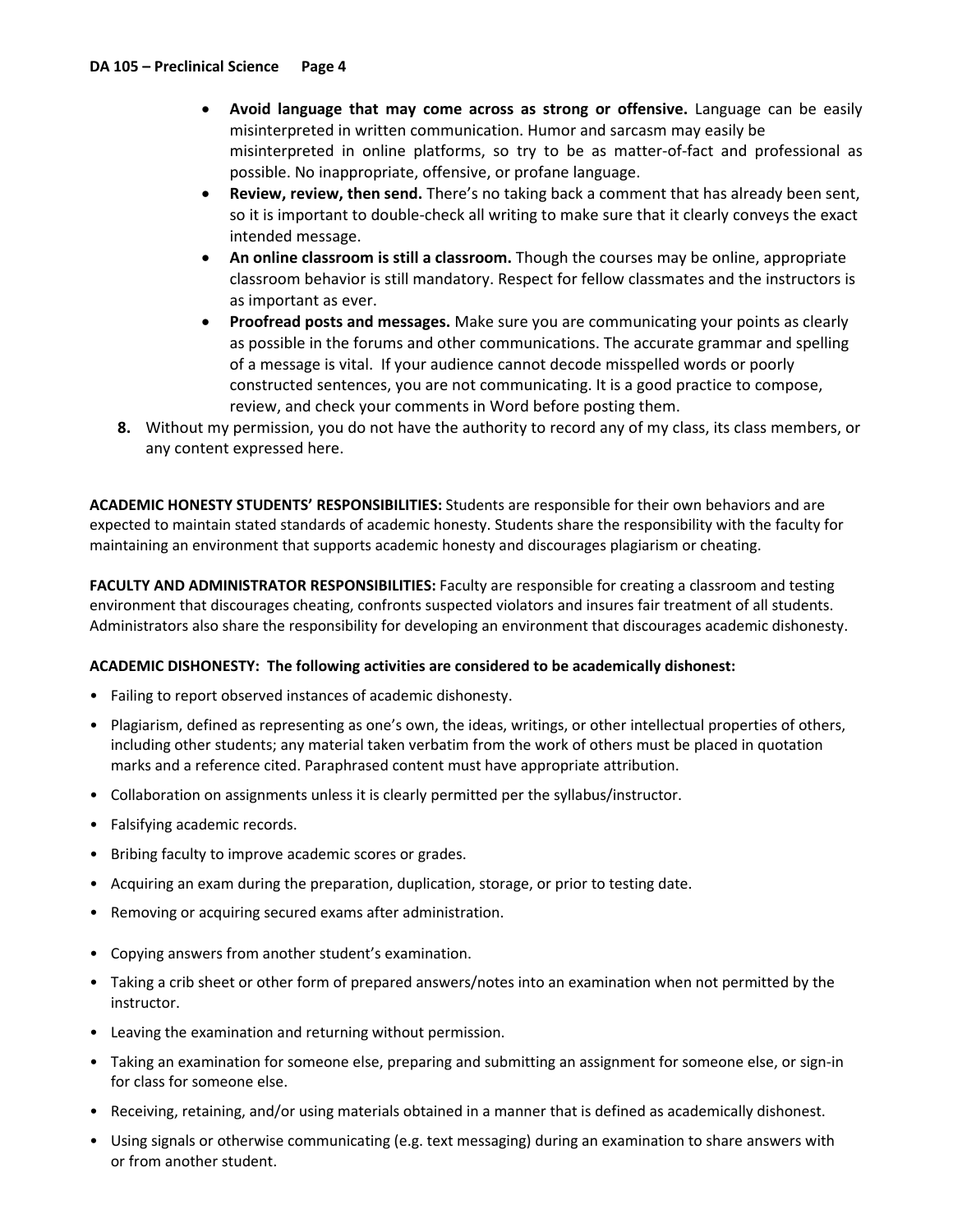- **Avoid language that may come across as strong or offensive.** Language can be easily misinterpreted in written communication. Humor and sarcasm may easily be misinterpreted in online platforms, so try to be as matter-of-fact and professional as possible. No inappropriate, offensive, or profane language.
- **Review, review, then send.** There's no taking back a comment that has already been sent, so it is important to double-check all writing to make sure that it clearly conveys the exact intended message.
- **An online classroom is still a classroom.** Though the courses may be online, appropriate classroom behavior is still mandatory. Respect for fellow classmates and the instructors is as important as ever.
- **Proofread posts and messages.** Make sure you are communicating your points as clearly as possible in the forums and other communications. The accurate grammar and spelling of a message is vital. If your audience cannot decode misspelled words or poorly constructed sentences, you are not communicating. It is a good practice to compose, review, and check your comments in Word before posting them.

**8.** Without my permission, you do not have the authority to record any of my class, its class members, or any content expressed here.

**ACADEMIC HONESTY STUDENTS' RESPONSIBILITIES:** Students are responsible for their own behaviors and are expected to maintain stated standards of academic honesty. Students share the responsibility with the faculty for maintaining an environment that supports academic honesty and discourages plagiarism or cheating.

**FACULTY AND ADMINISTRATOR RESPONSIBILITIES:** Faculty are responsible for creating a classroom and testing environment that discourages cheating, confronts suspected violators and insures fair treatment of all students. Administrators also share the responsibility for developing an environment that discourages academic dishonesty.

**ACADEMIC DISHONESTY: The following activities are considered to be academically dishonest:**

- Failing to report observed instances of academic dishonesty.
- Plagiarism, defined as representing as one's own, the ideas, writings, or other intellectual properties of others, including other students; any material taken verbatim from the work of others must be placed in quotation marks and a reference cited. Paraphrased content must have appropriate attribution.
- Collaboration on assignments unless it is clearly permitted per the syllabus/instructor.
- Falsifying academic records.
- Bribing faculty to improve academic scores or grades.
- Acquiring an exam during the preparation, duplication, storage, or prior to testing date.
- Removing or acquiring secured exams after administration.
- Copying answers from another student's examination.
- Taking a crib sheet or other form of prepared answers/notes into an examination when not permitted by the instructor.
- Leaving the examination and returning without permission.
- Taking an examination for someone else, preparing and submitting an assignment for someone else, or sign-in for class for someone else.
- Receiving, retaining, and/or using materials obtained in a manner that is defined as academically dishonest.
- Using signals or otherwise communicating (e.g. text messaging) during an examination to share answers with or from another student.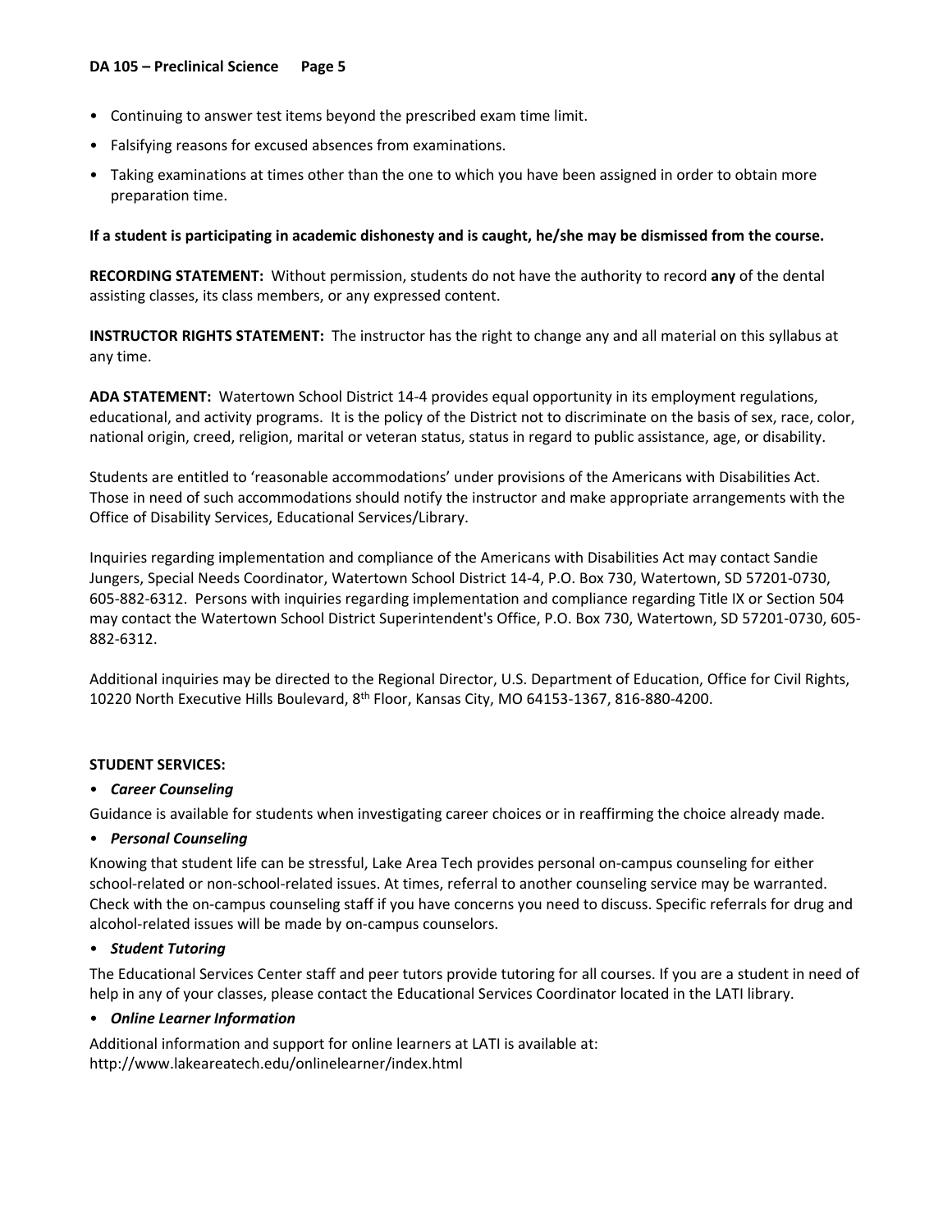- Continuing to answer test items beyond the prescribed exam time limit.
- Falsifying reasons for excused absences from examinations.
- Taking examinations at times other than the one to which you have been assigned in order to obtain more preparation time.

**If a student is participating in academic dishonesty and is caught, he/she may be dismissed from the course.**

**RECORDING STATEMENT:** Without permission, students do not have the authority to record **any** of the dental assisting classes, its class members, or any expressed content.

**INSTRUCTOR RIGHTS STATEMENT:** The instructor has the right to change any and all material on this syllabus at any time.

**ADA STATEMENT:** Watertown School District 14-4 provides equal opportunity in its employment regulations, educational, and activity programs. It is the policy of the District not to discriminate on the basis of sex, race, color, national origin, creed, religion, marital or veteran status, status in regard to public assistance, age, or disability.

Students are entitled to 'reasonable accommodations' under provisions of the Americans with Disabilities Act. Those in need of such accommodations should notify the instructor and make appropriate arrangements with the Office of Disability Services, Educational Services/Library.

Inquiries regarding implementation and compliance of the Americans with Disabilities Act may contact Sandie Jungers, Special Needs Coordinator, Watertown School District 14-4, P.O. Box 730, Watertown, SD 57201-0730, 605-882-6312. Persons with inquiries regarding implementation and compliance regarding Title IX or Section 504 may contact the Watertown School District Superintendent's Office, P.O. Box 730, Watertown, SD 57201-0730, 605-882-6312.

Additional inquiries may be directed to the Regional Director, U.S. Department of Education, Office for Civil Rights, 10220 North Executive Hills Boulevard, 8th Floor, Kansas City, MO 64153-1367, 816-880-4200.

**STUDENT SERVICES:**

- ***Career Counseling***

Guidance is available for students when investigating career choices or in reaffirming the choice already made.

- ***Personal Counseling***

Knowing that student life can be stressful, Lake Area Tech provides personal on-campus counseling for either school-related or non-school-related issues. At times, referral to another counseling service may be warranted. Check with the on-campus counseling staff if you have concerns you need to discuss. Specific referrals for drug and alcohol-related issues will be made by on-campus counselors.

- ***Student Tutoring***

The Educational Services Center staff and peer tutors provide tutoring for all courses. If you are a student in need of help in any of your classes, please contact the Educational Services Coordinator located in the LATI library.

- ***Online Learner Information***

Additional information and support for online learners at LATI is available at:
http://www.lakeareatech.edu/onlinelearner/index.html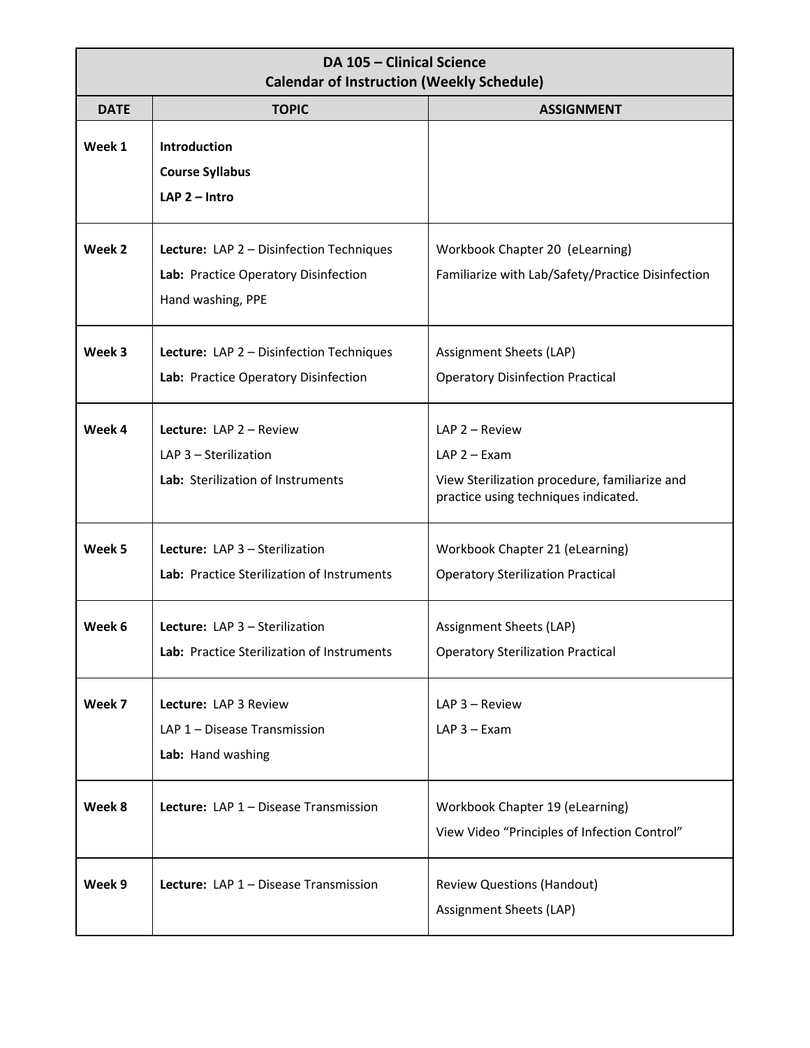| DA 105 – Clinical Science<br>Calendar of Instruction (Weekly Schedule) | | |
|---|---|---|
| **DATE** | **TOPIC** | **ASSIGNMENT** |
| **Week 1** | **Introduction**<br>**Course Syllabus**<br>**LAP 2 – Intro** | |
| **Week 2** | **Lecture:** LAP 2 – Disinfection Techniques<br>**Lab:** Practice Operatory Disinfection<br>Hand washing, PPE | Workbook Chapter 20 (eLearning)<br>Familiarize with Lab/Safety/Practice Disinfection |
| **Week 3** | **Lecture:** LAP 2 – Disinfection Techniques<br>**Lab:** Practice Operatory Disinfection | Assignment Sheets (LAP)<br>Operatory Disinfection Practical |
| **Week 4** | **Lecture:** LAP 2 – Review<br>LAP 3 – Sterilization<br>**Lab:** Sterilization of Instruments | LAP 2 – Review<br>LAP 2 – Exam<br>View Sterilization procedure, familiarize and practice using techniques indicated. |
| **Week 5** | **Lecture:** LAP 3 – Sterilization<br>**Lab:** Practice Sterilization of Instruments | Workbook Chapter 21 (eLearning)<br>Operatory Sterilization Practical |
| **Week 6** | **Lecture:** LAP 3 – Sterilization<br>**Lab:** Practice Sterilization of Instruments | Assignment Sheets (LAP)<br>Operatory Sterilization Practical |
| **Week 7** | **Lecture:** LAP 3 Review<br>LAP 1 – Disease Transmission<br>**Lab:** Hand washing | LAP 3 – Review<br>LAP 3 – Exam |
| **Week 8** | **Lecture:** LAP 1 – Disease Transmission | Workbook Chapter 19 (eLearning)<br>View Video "Principles of Infection Control" |
| **Week 9** | **Lecture:** LAP 1 – Disease Transmission | Review Questions (Handout)<br>Assignment Sheets (LAP) |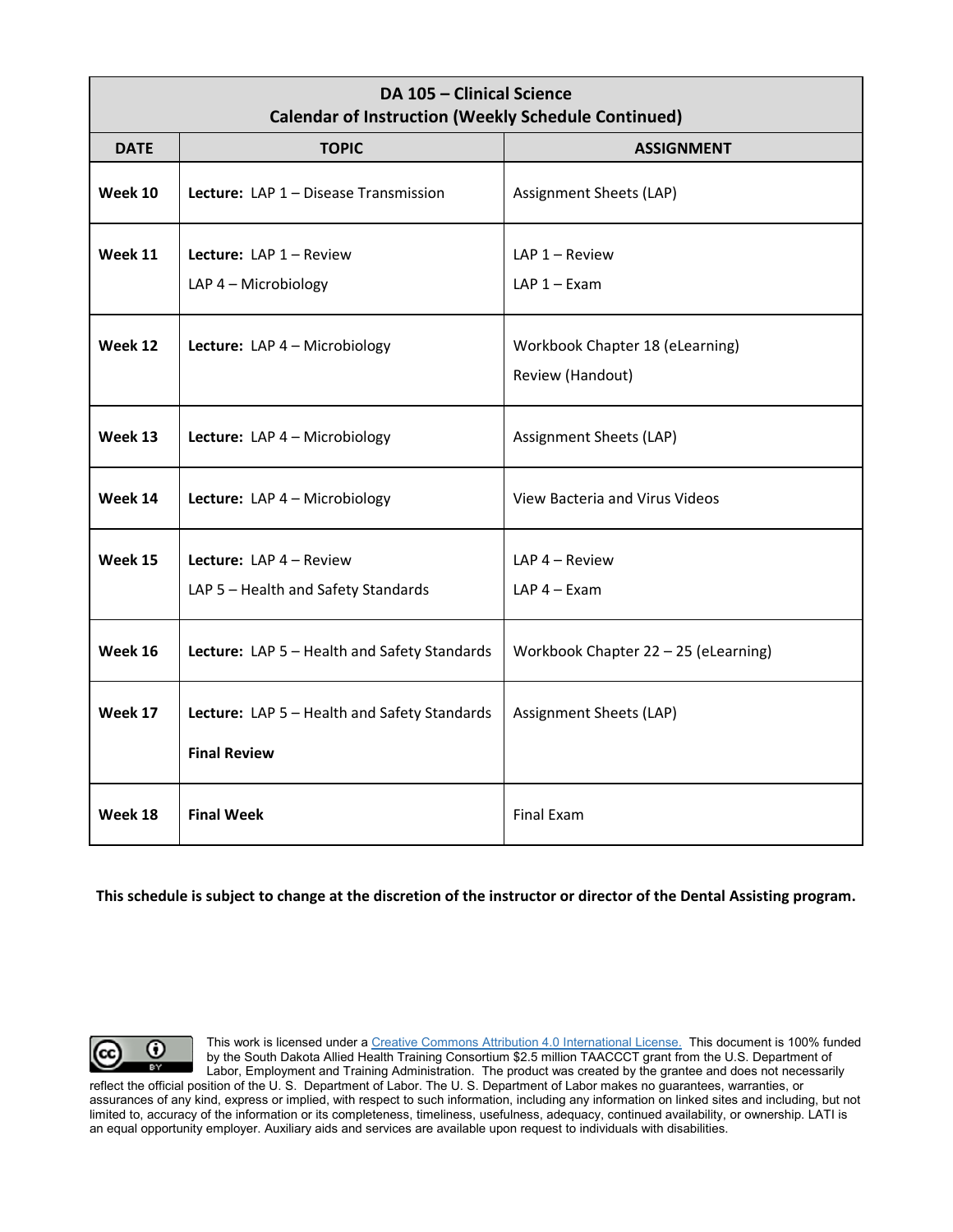| DA 105 – Clinical Science<br>Calendar of Instruction (Weekly Schedule Continued) | | |
|---|---|---|
| **DATE** | **TOPIC** | **ASSIGNMENT** |
| **Week 10** | **Lecture:** LAP 1 – Disease Transmission | Assignment Sheets (LAP) |
| **Week 11** | **Lecture:** LAP 1 – Review<br>LAP 4 – Microbiology | LAP 1 – Review<br>LAP 1 – Exam |
| **Week 12** | **Lecture:** LAP 4 – Microbiology | Workbook Chapter 18 (eLearning)<br>Review (Handout) |
| **Week 13** | **Lecture:** LAP 4 – Microbiology | Assignment Sheets (LAP) |
| **Week 14** | **Lecture:** LAP 4 – Microbiology | View Bacteria and Virus Videos |
| **Week 15** | **Lecture:** LAP 4 – Review<br>LAP 5 – Health and Safety Standards | LAP 4 – Review<br>LAP 4 – Exam |
| **Week 16** | **Lecture:** LAP 5 – Health and Safety Standards | Workbook Chapter 22 – 25 (eLearning) |
| **Week 17** | **Lecture:** LAP 5 – Health and Safety Standards<br>**Final Review** | Assignment Sheets (LAP) |
| **Week 18** | **Final Week** | Final Exam |

**This schedule is subject to change at the discretion of the instructor or director of the Dental Assisting program.**

This work is licensed under a Creative Commons Attribution 4.0 International License. This document is 100% funded by the South Dakota Allied Health Training Consortium $2.5 million TAACCCT grant from the U.S. Department of Labor, Employment and Training Administration. The product was created by the grantee and does not necessarily reflect the official position of the U. S. Department of Labor. The U. S. Department of Labor makes no guarantees, warranties, or assurances of any kind, express or implied, with respect to such information, including any information on linked sites and including, but not limited to, accuracy of the information or its completeness, timeliness, usefulness, adequacy, continued availability, or ownership. LATI is an equal opportunity employer. Auxiliary aids and services are available upon request to individuals with disabilities.